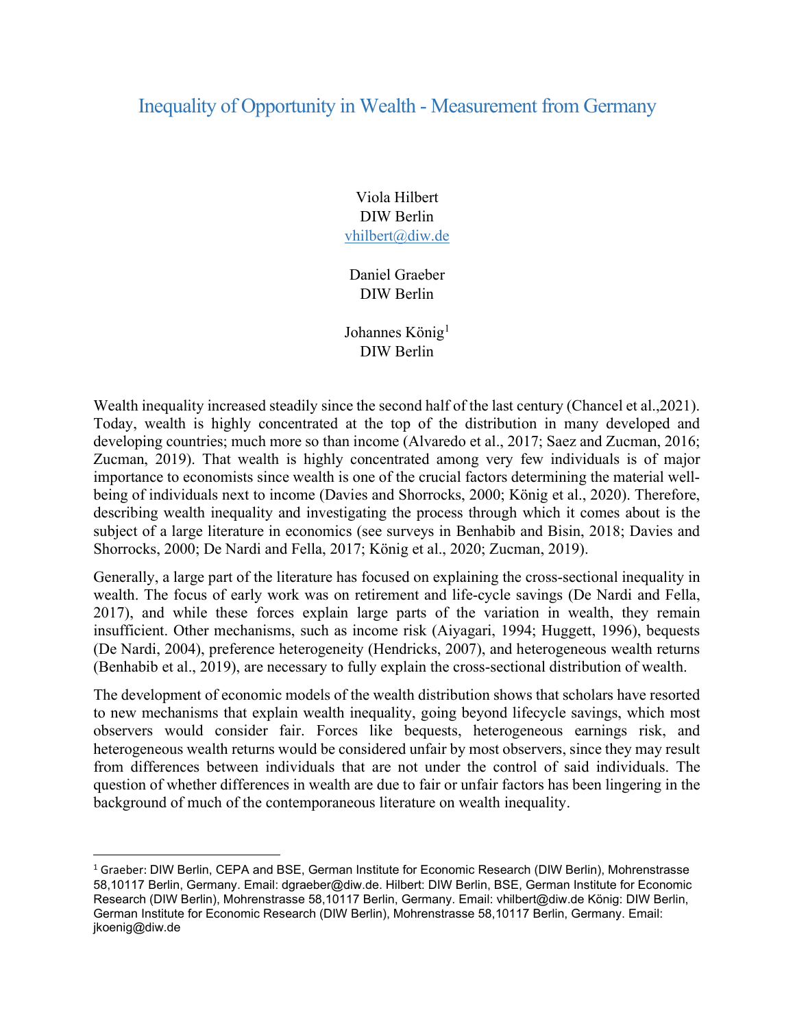# Inequality of Opportunity in Wealth - Measurement from Germany

Viola Hilbert
DIW Berlin
vhilbert@diw.de

Daniel Graeber
DIW Berlin

Johannes König[1]
DIW Berlin

Wealth inequality increased steadily since the second half of the last century (Chancel et al.,2021). Today, wealth is highly concentrated at the top of the distribution in many developed and developing countries; much more so than income (Alvaredo et al., 2017; Saez and Zucman, 2016; Zucman, 2019). That wealth is highly concentrated among very few individuals is of major importance to economists since wealth is one of the crucial factors determining the material well-being of individuals next to income (Davies and Shorrocks, 2000; König et al., 2020). Therefore, describing wealth inequality and investigating the process through which it comes about is the subject of a large literature in economics (see surveys in Benhabib and Bisin, 2018; Davies and Shorrocks, 2000; De Nardi and Fella, 2017; König et al., 2020; Zucman, 2019).

Generally, a large part of the literature has focused on explaining the cross-sectional inequality in wealth. The focus of early work was on retirement and life-cycle savings (De Nardi and Fella, 2017), and while these forces explain large parts of the variation in wealth, they remain insufficient. Other mechanisms, such as income risk (Aiyagari, 1994; Huggett, 1996), bequests (De Nardi, 2004), preference heterogeneity (Hendricks, 2007), and heterogeneous wealth returns (Benhabib et al., 2019), are necessary to fully explain the cross-sectional distribution of wealth.

The development of economic models of the wealth distribution shows that scholars have resorted to new mechanisms that explain wealth inequality, going beyond lifecycle savings, which most observers would consider fair. Forces like bequests, heterogeneous earnings risk, and heterogeneous wealth returns would be considered unfair by most observers, since they may result from differences between individuals that are not under the control of said individuals. The question of whether differences in wealth are due to fair or unfair factors has been lingering in the background of much of the contemporaneous literature on wealth inequality.

[1] Graeber: DIW Berlin, CEPA and BSE, German Institute for Economic Research (DIW Berlin), Mohrenstrasse 58,10117 Berlin, Germany. Email: dgraeber@diw.de. Hilbert: DIW Berlin, BSE, German Institute for Economic Research (DIW Berlin), Mohrenstrasse 58,10117 Berlin, Germany. Email: vhilbert@diw.de König: DIW Berlin, German Institute for Economic Research (DIW Berlin), Mohrenstrasse 58,10117 Berlin, Germany. Email: jkoenig@diw.de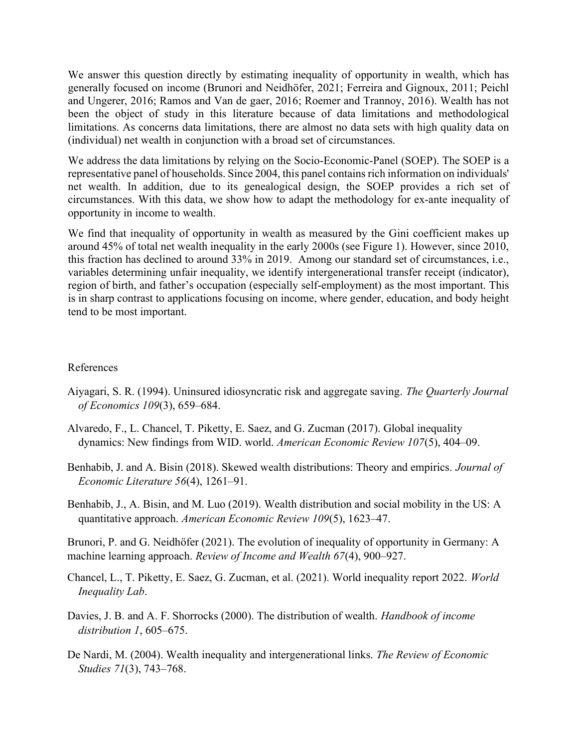We answer this question directly by estimating inequality of opportunity in wealth, which has generally focused on income (Brunori and Neidhöfer, 2021; Ferreira and Gignoux, 2011; Peichl and Ungerer, 2016; Ramos and Van de gaer, 2016; Roemer and Trannoy, 2016). Wealth has not been the object of study in this literature because of data limitations and methodological limitations. As concerns data limitations, there are almost no data sets with high quality data on (individual) net wealth in conjunction with a broad set of circumstances.

We address the data limitations by relying on the Socio-Economic-Panel (SOEP). The SOEP is a representative panel of households. Since 2004, this panel contains rich information on individuals' net wealth. In addition, due to its genealogical design, the SOEP provides a rich set of circumstances. With this data, we show how to adapt the methodology for ex-ante inequality of opportunity in income to wealth.

We find that inequality of opportunity in wealth as measured by the Gini coefficient makes up around 45% of total net wealth inequality in the early 2000s (see Figure 1). However, since 2010, this fraction has declined to around 33% in 2019. Among our standard set of circumstances, i.e., variables determining unfair inequality, we identify intergenerational transfer receipt (indicator), region of birth, and father's occupation (especially self-employment) as the most important. This is in sharp contrast to applications focusing on income, where gender, education, and body height tend to be most important.

References

Aiyagari, S. R. (1994). Uninsured idiosyncratic risk and aggregate saving. *The Quarterly Journal of Economics 109*(3), 659–684.

Alvaredo, F., L. Chancel, T. Piketty, E. Saez, and G. Zucman (2017). Global inequality dynamics: New findings from WID. world. *American Economic Review 107*(5), 404–09.

Benhabib, J. and A. Bisin (2018). Skewed wealth distributions: Theory and empirics. *Journal of Economic Literature 56*(4), 1261–91.

Benhabib, J., A. Bisin, and M. Luo (2019). Wealth distribution and social mobility in the US: A quantitative approach. *American Economic Review 109*(5), 1623–47.

Brunori, P. and G. Neidhöfer (2021). The evolution of inequality of opportunity in Germany: A machine learning approach. *Review of Income and Wealth 67*(4), 900–927.

Chancel, L., T. Piketty, E. Saez, G. Zucman, et al. (2021). World inequality report 2022. *World Inequality Lab*.

Davies, J. B. and A. F. Shorrocks (2000). The distribution of wealth. *Handbook of income distribution 1*, 605–675.

De Nardi, M. (2004). Wealth inequality and intergenerational links. *The Review of Economic Studies 71*(3), 743–768.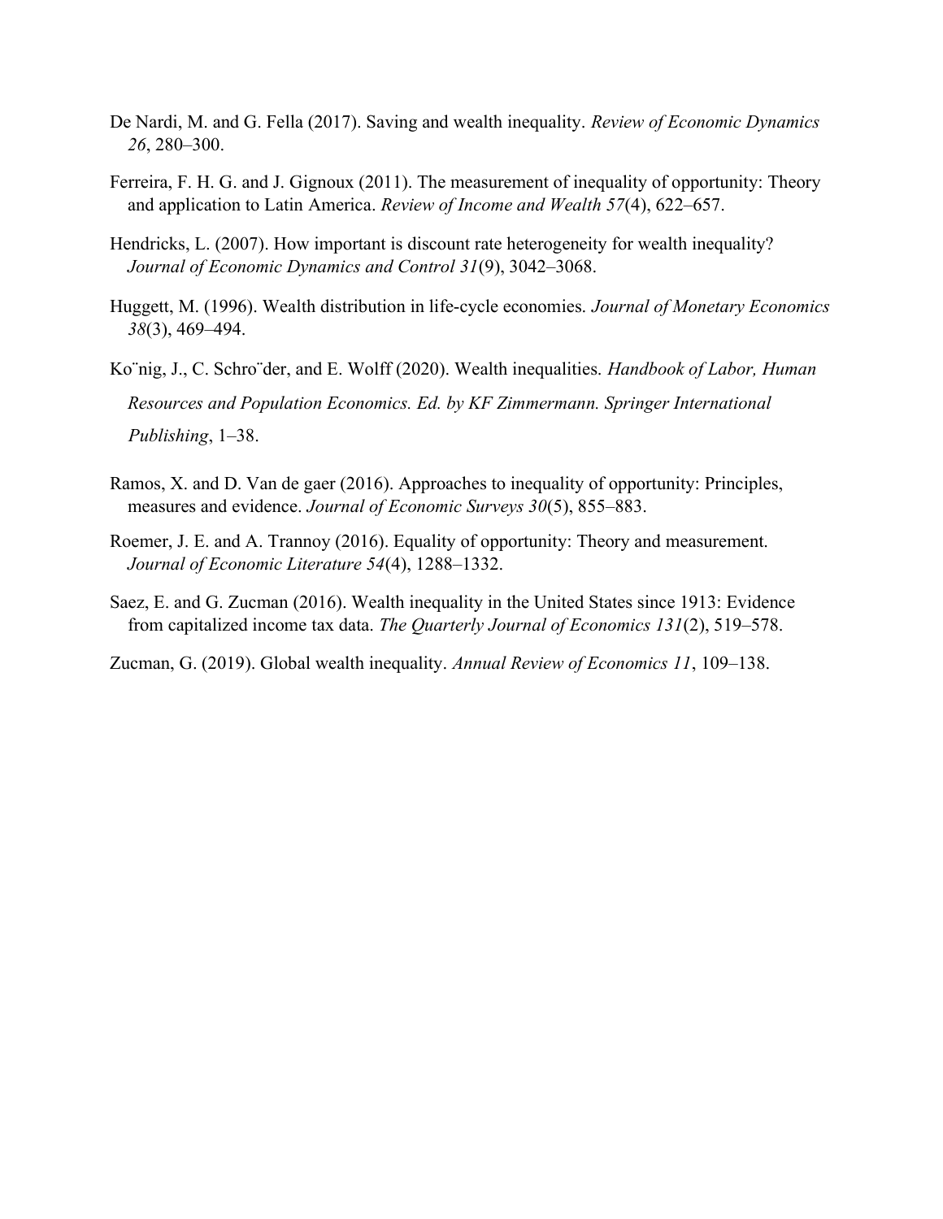De Nardi, M. and G. Fella (2017). Saving and wealth inequality. *Review of Economic Dynamics 26*, 280–300.

Ferreira, F. H. G. and J. Gignoux (2011). The measurement of inequality of opportunity: Theory and application to Latin America. *Review of Income and Wealth 57*(4), 622–657.

Hendricks, L. (2007). How important is discount rate heterogeneity for wealth inequality? *Journal of Economic Dynamics and Control 31*(9), 3042–3068.

Huggett, M. (1996). Wealth distribution in life-cycle economies. *Journal of Monetary Economics 38*(3), 469–494.

Ko¨nig, J., C. Schro¨der, and E. Wolff (2020). Wealth inequalities. *Handbook of Labor, Human Resources and Population Economics. Ed. by KF Zimmermann. Springer International Publishing*, 1–38.

Ramos, X. and D. Van de gaer (2016). Approaches to inequality of opportunity: Principles, measures and evidence. *Journal of Economic Surveys 30*(5), 855–883.

Roemer, J. E. and A. Trannoy (2016). Equality of opportunity: Theory and measurement. *Journal of Economic Literature 54*(4), 1288–1332.

Saez, E. and G. Zucman (2016). Wealth inequality in the United States since 1913: Evidence from capitalized income tax data. *The Quarterly Journal of Economics 131*(2), 519–578.

Zucman, G. (2019). Global wealth inequality. *Annual Review of Economics 11*, 109–138.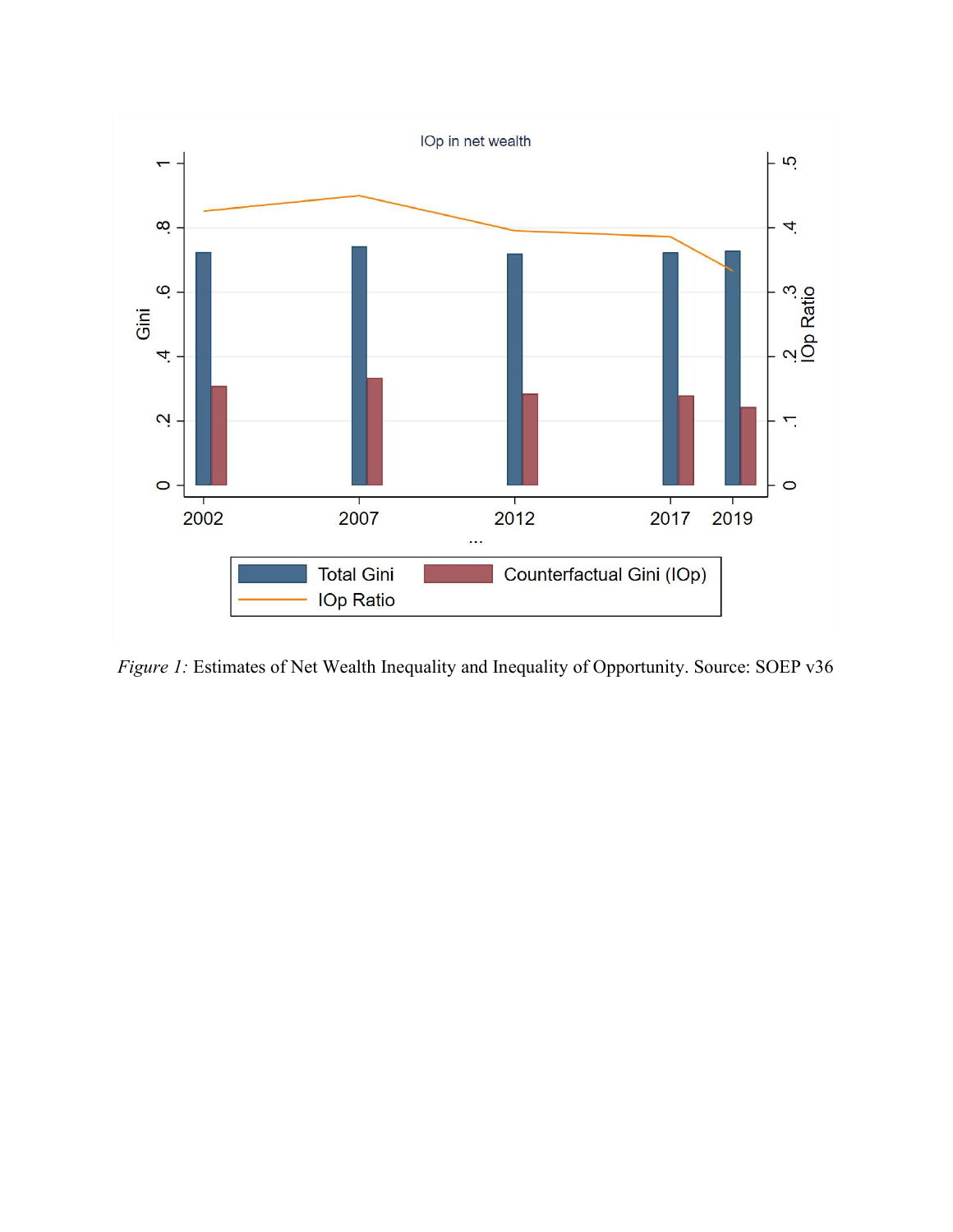IOp in net wealth

Gini

0 .2 .4 .6 .8 1

IOp Ratio

0 .1 .2 .3 .4 .5

2002 2007 2012 2017 2019

...

Total Gini

Counterfactual Gini (IOp)

IOp Ratio

*Figure 1:* Estimates of Net Wealth Inequality and Inequality of Opportunity. Source: SOEP v36